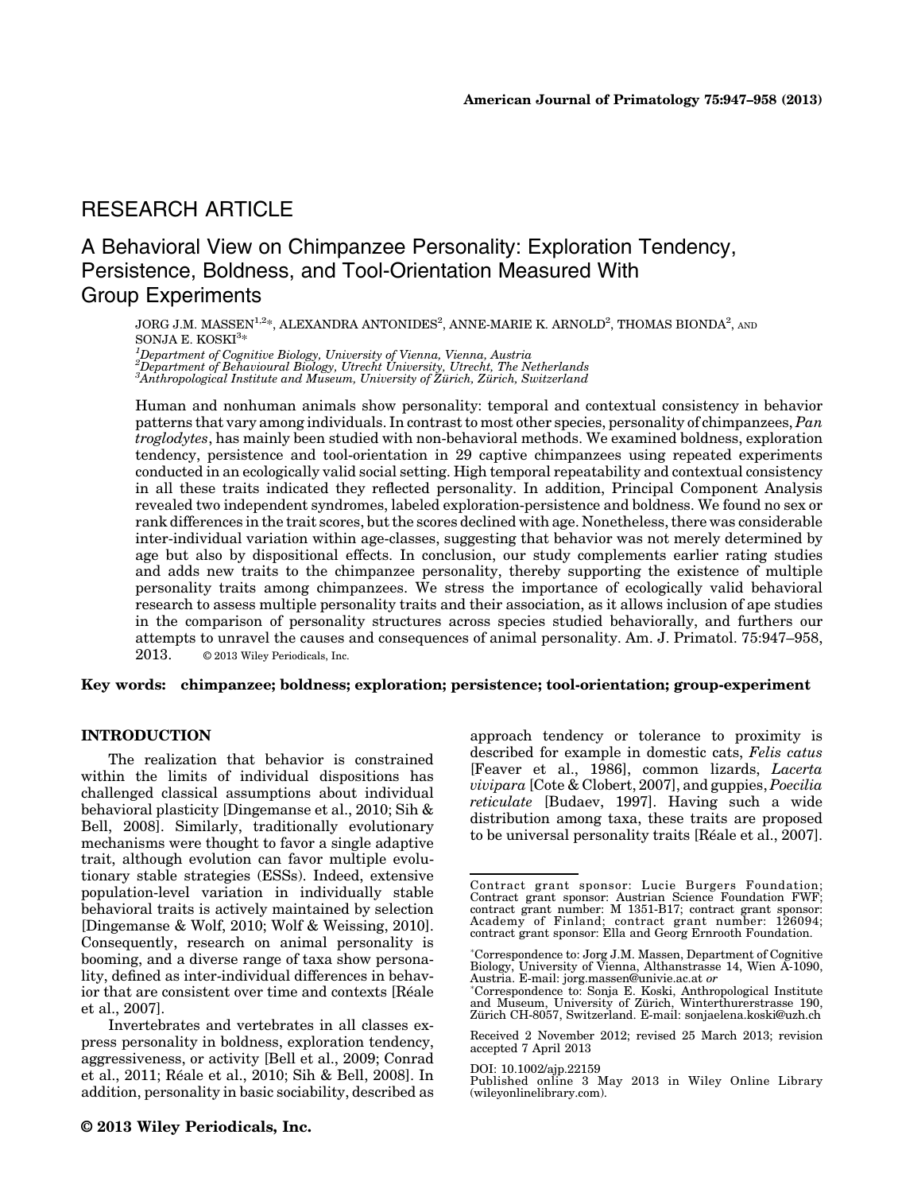RESEARCH ARTICLE

# A Behavioral View on Chimpanzee Personality: Exploration Tendency, Persistence, Boldness, and Tool-Orientation Measured With Group Experiments

JORG J.M. MASSEN[1,2]*, ALEXANDRA ANTONIDES[2], ANNE-MARIE K. ARNOLD[2], THOMAS BIONDA[2], AND SONJA E. KOSKI[3]*

[1]*Department of Cognitive Biology, University of Vienna, Vienna, Austria*
[2]*Department of Behavioural Biology, Utrecht University, Utrecht, The Netherlands*
[3]*Anthropological Institute and Museum, University of Zürich, Zürich, Switzerland*

Human and nonhuman animals show personality: temporal and contextual consistency in behavior patterns that vary among individuals. In contrast to most other species, personality of chimpanzees, *Pan troglodytes*, has mainly been studied with non-behavioral methods. We examined boldness, exploration tendency, persistence and tool-orientation in 29 captive chimpanzees using repeated experiments conducted in an ecologically valid social setting. High temporal repeatability and contextual consistency in all these traits indicated they reflected personality. In addition, Principal Component Analysis revealed two independent syndromes, labeled exploration-persistence and boldness. We found no sex or rank differences in the trait scores, but the scores declined with age. Nonetheless, there was considerable inter-individual variation within age-classes, suggesting that behavior was not merely determined by age but also by dispositional effects. In conclusion, our study complements earlier rating studies and adds new traits to the chimpanzee personality, thereby supporting the existence of multiple personality traits among chimpanzees. We stress the importance of ecologically valid behavioral research to assess multiple personality traits and their association, as it allows inclusion of ape studies in the comparison of personality structures across species studied behaviorally, and furthers our attempts to unravel the causes and consequences of animal personality. Am. J. Primatol. 75:947–958, 2013. © 2013 Wiley Periodicals, Inc.

**Key words: chimpanzee; boldness; exploration; persistence; tool-orientation; group-experiment**

## INTRODUCTION

The realization that behavior is constrained within the limits of individual dispositions has challenged classical assumptions about individual behavioral plasticity [Dingemanse et al., 2010; Sih & Bell, 2008]. Similarly, traditionally evolutionary mechanisms were thought to favor a single adaptive trait, although evolution can favor multiple evolutionary stable strategies (ESSs). Indeed, extensive population-level variation in individually stable behavioral traits is actively maintained by selection [Dingemanse & Wolf, 2010; Wolf & Weissing, 2010]. Consequently, research on animal personality is booming, and a diverse range of taxa show personality, defined as inter-individual differences in behavior that are consistent over time and contexts [Réale et al., 2007].

Invertebrates and vertebrates in all classes express personality in boldness, exploration tendency, aggressiveness, or activity [Bell et al., 2009; Conrad et al., 2011; Réale et al., 2010; Sih & Bell, 2008]. In addition, personality in basic sociability, described as approach tendency or tolerance to proximity is described for example in domestic cats, *Felis catus* [Feaver et al., 1986], common lizards, *Lacerta vivipara* [Cote & Clobert, 2007], and guppies, *Poecilia reticulate* [Budaev, 1997]. Having such a wide distribution among taxa, these traits are proposed to be universal personality traits [Réale et al., 2007].

---

Contract grant sponsor: Lucie Burgers Foundation; Contract grant sponsor: Austrian Science Foundation FWF; contract grant number: M 1351-B17; contract grant sponsor: Academy of Finland; contract grant number: 126094; contract grant sponsor: Ella and Georg Ernrooth Foundation.

*Correspondence to: Jorg J.M. Massen, Department of Cognitive Biology, University of Vienna, Althanstrasse 14, Wien A-1090, Austria. E-mail: jorg.massen@univie.ac.at *or*

*Correspondence to: Sonja E. Koski, Anthropological Institute and Museum, University of Zürich, Winterthurerstrasse 190, Zürich CH-8057, Switzerland. E-mail: sonjaelena.koski@uzh.ch

Received 2 November 2012; revised 25 March 2013; revision accepted 7 April 2013

DOI: 10.1002/ajp.22159
Published online 3 May 2013 in Wiley Online Library (wileyonlinelibrary.com).

© 2013 Wiley Periodicals, Inc.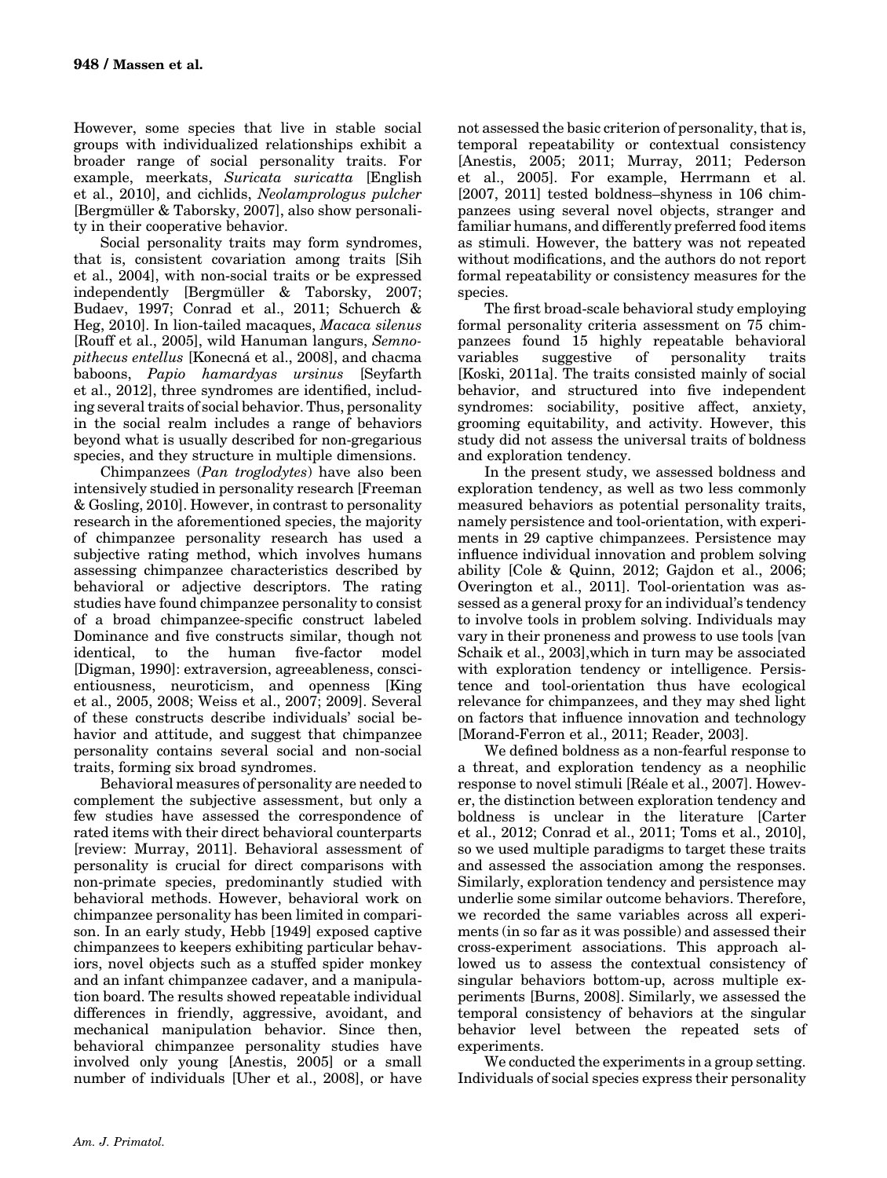However, some species that live in stable social groups with individualized relationships exhibit a broader range of social personality traits. For example, meerkats, *Suricata suricatta* [English et al., 2010], and cichlids, *Neolamprologus pulcher* [Bergmüller & Taborsky, 2007], also show personality in their cooperative behavior.

Social personality traits may form syndromes, that is, consistent covariation among traits [Sih et al., 2004], with non-social traits or be expressed independently [Bergmüller & Taborsky, 2007; Budaev, 1997; Conrad et al., 2011; Schuerch & Heg, 2010]. In lion-tailed macaques, *Macaca silenus* [Rouff et al., 2005], wild Hanuman langurs, *Semnopithecus entellus* [Konecná et al., 2008], and chacma baboons, *Papio hamardyas ursinus* [Seyfarth et al., 2012], three syndromes are identified, including several traits of social behavior. Thus, personality in the social realm includes a range of behaviors beyond what is usually described for non-gregarious species, and they structure in multiple dimensions.

Chimpanzees (*Pan troglodytes*) have also been intensively studied in personality research [Freeman & Gosling, 2010]. However, in contrast to personality research in the aforementioned species, the majority of chimpanzee personality research has used a subjective rating method, which involves humans assessing chimpanzee characteristics described by behavioral or adjective descriptors. The rating studies have found chimpanzee personality to consist of a broad chimpanzee-specific construct labeled Dominance and five constructs similar, though not identical, to the human five-factor model [Digman, 1990]: extraversion, agreeableness, conscientiousness, neuroticism, and openness [King et al., 2005, 2008; Weiss et al., 2007; 2009]. Several of these constructs describe individuals' social behavior and attitude, and suggest that chimpanzee personality contains several social and non-social traits, forming six broad syndromes.

Behavioral measures of personality are needed to complement the subjective assessment, but only a few studies have assessed the correspondence of rated items with their direct behavioral counterparts [review: Murray, 2011]. Behavioral assessment of personality is crucial for direct comparisons with non-primate species, predominantly studied with behavioral methods. However, behavioral work on chimpanzee personality has been limited in comparison. In an early study, Hebb [1949] exposed captive chimpanzees to keepers exhibiting particular behaviors, novel objects such as a stuffed spider monkey and an infant chimpanzee cadaver, and a manipulation board. The results showed repeatable individual differences in friendly, aggressive, avoidant, and mechanical manipulation behavior. Since then, behavioral chimpanzee personality studies have involved only young [Anestis, 2005] or a small number of individuals [Uher et al., 2008], or have not assessed the basic criterion of personality, that is, temporal repeatability or contextual consistency [Anestis, 2005; 2011; Murray, 2011; Pederson et al., 2005]. For example, Herrmann et al. [2007, 2011] tested boldness–shyness in 106 chimpanzees using several novel objects, stranger and familiar humans, and differently preferred food items as stimuli. However, the battery was not repeated without modifications, and the authors do not report formal repeatability or consistency measures for the species.

The first broad-scale behavioral study employing formal personality criteria assessment on 75 chimpanzees found 15 highly repeatable behavioral variables suggestive of personality traits [Koski, 2011a]. The traits consisted mainly of social behavior, and structured into five independent syndromes: sociability, positive affect, anxiety, grooming equitability, and activity. However, this study did not assess the universal traits of boldness and exploration tendency.

In the present study, we assessed boldness and exploration tendency, as well as two less commonly measured behaviors as potential personality traits, namely persistence and tool-orientation, with experiments in 29 captive chimpanzees. Persistence may influence individual innovation and problem solving ability [Cole & Quinn, 2012; Gajdon et al., 2006; Overington et al., 2011]. Tool-orientation was assessed as a general proxy for an individual's tendency to involve tools in problem solving. Individuals may vary in their proneness and prowess to use tools [van Schaik et al., 2003],which in turn may be associated with exploration tendency or intelligence. Persistence and tool-orientation thus have ecological relevance for chimpanzees, and they may shed light on factors that influence innovation and technology [Morand-Ferron et al., 2011; Reader, 2003].

We defined boldness as a non-fearful response to a threat, and exploration tendency as a neophilic response to novel stimuli [Réale et al., 2007]. However, the distinction between exploration tendency and boldness is unclear in the literature [Carter et al., 2012; Conrad et al., 2011; Toms et al., 2010], so we used multiple paradigms to target these traits and assessed the association among the responses. Similarly, exploration tendency and persistence may underlie some similar outcome behaviors. Therefore, we recorded the same variables across all experiments (in so far as it was possible) and assessed their cross-experiment associations. This approach allowed us to assess the contextual consistency of singular behaviors bottom-up, across multiple experiments [Burns, 2008]. Similarly, we assessed the temporal consistency of behaviors at the singular behavior level between the repeated sets of experiments.

We conducted the experiments in a group setting. Individuals of social species express their personality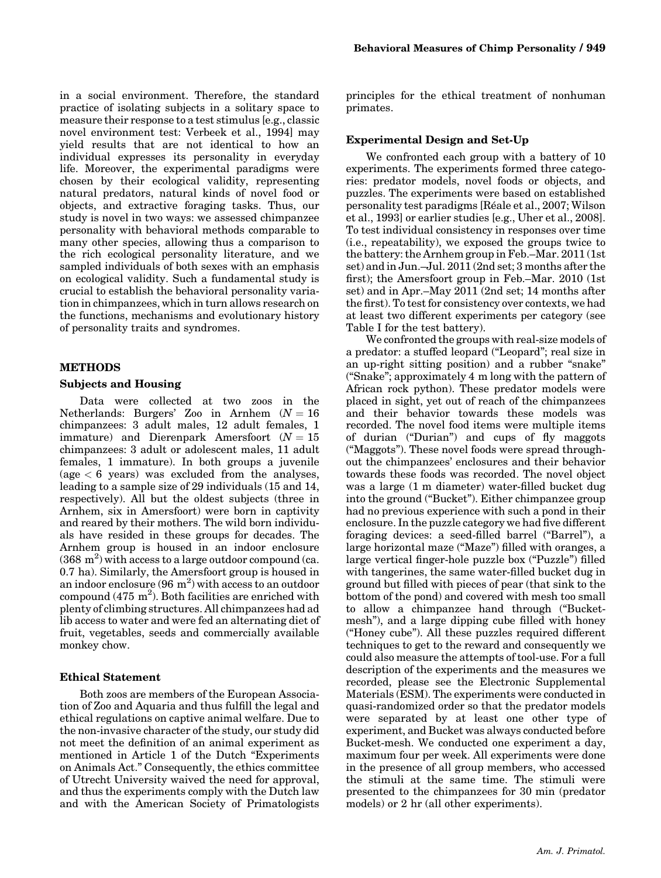in a social environment. Therefore, the standard practice of isolating subjects in a solitary space to measure their response to a test stimulus [e.g., classic novel environment test: Verbeek et al., 1994] may yield results that are not identical to how an individual expresses its personality in everyday life. Moreover, the experimental paradigms were chosen by their ecological validity, representing natural predators, natural kinds of novel food or objects, and extractive foraging tasks. Thus, our study is novel in two ways: we assessed chimpanzee personality with behavioral methods comparable to many other species, allowing thus a comparison to the rich ecological personality literature, and we sampled individuals of both sexes with an emphasis on ecological validity. Such a fundamental study is crucial to establish the behavioral personality variation in chimpanzees, which in turn allows research on the functions, mechanisms and evolutionary history of personality traits and syndromes.

## METHODS

### Subjects and Housing

Data were collected at two zoos in the Netherlands: Burgers' Zoo in Arnhem ($N = 16$ chimpanzees: 3 adult males, 12 adult females, 1 immature) and Dierenpark Amersfoort ($N = 15$ chimpanzees: 3 adult or adolescent males, 11 adult females, 1 immature). In both groups a juvenile (age $< 6$ years) was excluded from the analyses, leading to a sample size of 29 individuals (15 and 14, respectively). All but the oldest subjects (three in Arnhem, six in Amersfoort) were born in captivity and reared by their mothers. The wild born individuals have resided in these groups for decades. The Arnhem group is housed in an indoor enclosure ($368\ m^2$) with access to a large outdoor compound (ca. 0.7 ha). Similarly, the Amersfoort group is housed in an indoor enclosure ($96\ m^2$) with access to an outdoor compound ($475\ m^2$). Both facilities are enriched with plenty of climbing structures. All chimpanzees had ad lib access to water and were fed an alternating diet of fruit, vegetables, seeds and commercially available monkey chow.

### Ethical Statement

Both zoos are members of the European Association of Zoo and Aquaria and thus fulfill the legal and ethical regulations on captive animal welfare. Due to the non-invasive character of the study, our study did not meet the definition of an animal experiment as mentioned in Article 1 of the Dutch "Experiments on Animals Act." Consequently, the ethics committee of Utrecht University waived the need for approval, and thus the experiments comply with the Dutch law and with the American Society of Primatologists principles for the ethical treatment of nonhuman primates.

### Experimental Design and Set-Up

We confronted each group with a battery of 10 experiments. The experiments formed three categories: predator models, novel foods or objects, and puzzles. The experiments were based on established personality test paradigms [Réale et al., 2007; Wilson et al., 1993] or earlier studies [e.g., Uher et al., 2008]. To test individual consistency in responses over time (i.e., repeatability), we exposed the groups twice to the battery: the Arnhem group in Feb.–Mar. 2011 (1st set) and in Jun.–Jul. 2011 (2nd set; 3 months after the first); the Amersfoort group in Feb.–Mar. 2010 (1st set) and in Apr.–May 2011 (2nd set; 14 months after the first). To test for consistency over contexts, we had at least two different experiments per category (see Table I for the test battery).

We confronted the groups with real-size models of a predator: a stuffed leopard ("Leopard"; real size in an up-right sitting position) and a rubber "snake" ("Snake"; approximately 4 m long with the pattern of African rock python). These predator models were placed in sight, yet out of reach of the chimpanzees and their behavior towards these models was recorded. The novel food items were multiple items of durian ("Durian") and cups of fly maggots ("Maggots"). These novel foods were spread throughout the chimpanzees' enclosures and their behavior towards these foods was recorded. The novel object was a large (1 m diameter) water-filled bucket dug into the ground ("Bucket"). Either chimpanzee group had no previous experience with such a pond in their enclosure. In the puzzle category we had five different foraging devices: a seed-filled barrel ("Barrel"), a large horizontal maze ("Maze") filled with oranges, a large vertical finger-hole puzzle box ("Puzzle") filled with tangerines, the same water-filled bucket dug in ground but filled with pieces of pear (that sink to the bottom of the pond) and covered with mesh too small to allow a chimpanzee hand through ("Bucket-mesh"), and a large dipping cube filled with honey ("Honey cube"). All these puzzles required different techniques to get to the reward and consequently we could also measure the attempts of tool-use. For a full description of the experiments and the measures we recorded, please see the Electronic Supplemental Materials (ESM). The experiments were conducted in quasi-randomized order so that the predator models were separated by at least one other type of experiment, and Bucket was always conducted before Bucket-mesh. We conducted one experiment a day, maximum four per week. All experiments were done in the presence of all group members, who accessed the stimuli at the same time. The stimuli were presented to the chimpanzees for 30 min (predator models) or 2 hr (all other experiments).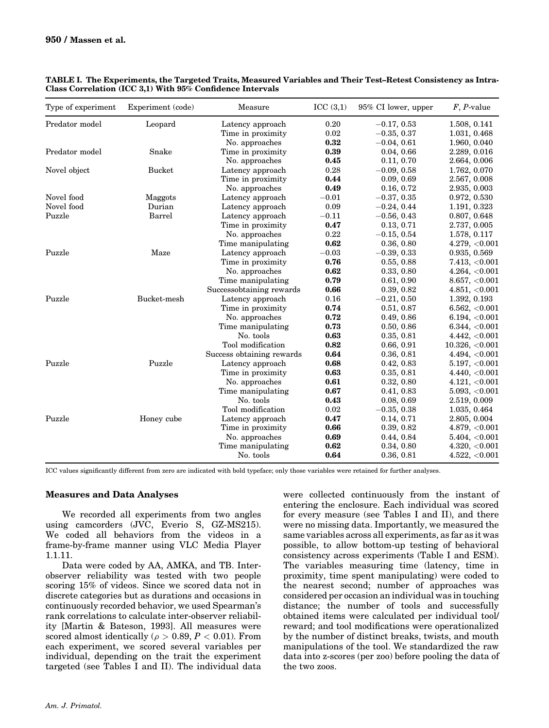**TABLE I. The Experiments, the Targeted Traits, Measured Variables and Their Test–Retest Consistency as Intra-Class Correlation (ICC 3,1) With 95% Confidence Intervals**

| Type of experiment | Experiment (code) | Measure | ICC (3,1) | 95% CI lower, upper | $F$, $P$-value |
|---|---|---|---|---|---|
| Predator model | Leopard | Latency approach | 0.20 | −0.17, 0.53 | 1.508, 0.141 |
| | | Time in proximity | 0.02 | −0.35, 0.37 | 1.031, 0.468 |
| | | No. approaches | **0.32** | −0.04, 0.61 | 1.960, 0.040 |
| Predator model | Snake | Time in proximity | **0.39** | 0.04, 0.66 | 2.289, 0.016 |
| | | No. approaches | **0.45** | 0.11, 0.70 | 2.664, 0.006 |
| Novel object | Bucket | Latency approach | 0.28 | −0.09, 0.58 | 1.762, 0.070 |
| | | Time in proximity | **0.44** | 0.09, 0.69 | 2.567, 0.008 |
| | | No. approaches | **0.49** | 0.16, 0.72 | 2.935, 0.003 |
| Novel food | Maggots | Latency approach | −0.01 | −0.37, 0.35 | 0.972, 0.530 |
| Novel food | Durian | Latency approach | 0.09 | −0.24, 0.44 | 1.191, 0.323 |
| Puzzle | Barrel | Latency approach | −0.11 | −0.56, 0.43 | 0.807, 0.648 |
| | | Time in proximity | **0.47** | 0.13, 0.71 | 2.737, 0.005 |
| | | No. approaches | 0.22 | −0.15, 0.54 | 1.578, 0.117 |
| | | Time manipulating | **0.62** | 0.36, 0.80 | 4.279, <0.001 |
| Puzzle | Maze | Latency approach | −0.03 | −0.39, 0.33 | 0.935, 0.569 |
| | | Time in proximity | **0.76** | 0.55, 0.88 | 7.413, <0.001 |
| | | No. approaches | **0.62** | 0.33, 0.80 | 4.264, <0.001 |
| | | Time manipulating | **0.79** | 0.61, 0.90 | 8.657, <0.001 |
| | | Successobtaining rewards | **0.66** | 0.39, 0.82 | 4.851, <0.001 |
| Puzzle | Bucket-mesh | Latency approach | 0.16 | −0.21, 0.50 | 1.392, 0.193 |
| | | Time in proximity | **0.74** | 0.51, 0.87 | 6.562, <0.001 |
| | | No. approaches | **0.72** | 0.49, 0.86 | 6.194, <0.001 |
| | | Time manipulating | **0.73** | 0.50, 0.86 | 6.344, <0.001 |
| | | No. tools | **0.63** | 0.35, 0.81 | 4.442, <0.001 |
| | | Tool modification | **0.82** | 0.66, 0.91 | 10.326, <0.001 |
| | | Success obtaining rewards | **0.64** | 0.36, 0.81 | 4.494, <0.001 |
| Puzzle | Puzzle | Latency approach | **0.68** | 0.42, 0.83 | 5.197, <0.001 |
| | | Time in proximity | **0.63** | 0.35, 0.81 | 4.440, <0.001 |
| | | No. approaches | **0.61** | 0.32, 0.80 | 4.121, <0.001 |
| | | Time manipulating | **0.67** | 0.41, 0.83 | 5.093, <0.001 |
| | | No. tools | **0.43** | 0.08, 0.69 | 2.519, 0.009 |
| | | Tool modification | 0.02 | −0.35, 0.38 | 1.035, 0.464 |
| Puzzle | Honey cube | Latency approach | **0.47** | 0.14, 0.71 | 2.805, 0.004 |
| | | Time in proximity | **0.66** | 0.39, 0.82 | 4.879, <0.001 |
| | | No. approaches | **0.69** | 0.44, 0.84 | 5.404, <0.001 |
| | | Time manipulating | **0.62** | 0.34, 0.80 | 4.320, <0.001 |
| | | No. tools | **0.64** | 0.36, 0.81 | 4.522, <0.001 |

ICC values significantly different from zero are indicated with bold typeface; only those variables were retained for further analyses.

### Measures and Data Analyses

We recorded all experiments from two angles using camcorders (JVC, Everio S, GZ-MS215). We coded all behaviors from the videos in a frame-by-frame manner using VLC Media Player 1.1.11.

Data were coded by AA, AMKA, and TB. Inter-observer reliability was tested with two people scoring 15% of videos. Since we scored data not in discrete categories but as durations and occasions in continuously recorded behavior, we used Spearman's rank correlations to calculate inter-observer reliability [Martin & Bateson, 1993]. All measures were scored almost identically ($\rho > 0.89$, $P < 0.01$). From each experiment, we scored several variables per individual, depending on the trait the experiment targeted (see Tables I and II). The individual data were collected continuously from the instant of entering the enclosure. Each individual was scored for every measure (see Tables I and II), and there were no missing data. Importantly, we measured the same variables across all experiments, as far as it was possible, to allow bottom-up testing of behavioral consistency across experiments (Table I and ESM). The variables measuring time (latency, time in proximity, time spent manipulating) were coded to the nearest second; number of approaches was considered per occasion an individual was in touching distance; the number of tools and successfully obtained items were calculated per individual tool/reward; and tool modifications were operationalized by the number of distinct breaks, twists, and mouth manipulations of the tool. We standardized the raw data into z-scores (per zoo) before pooling the data of the two zoos.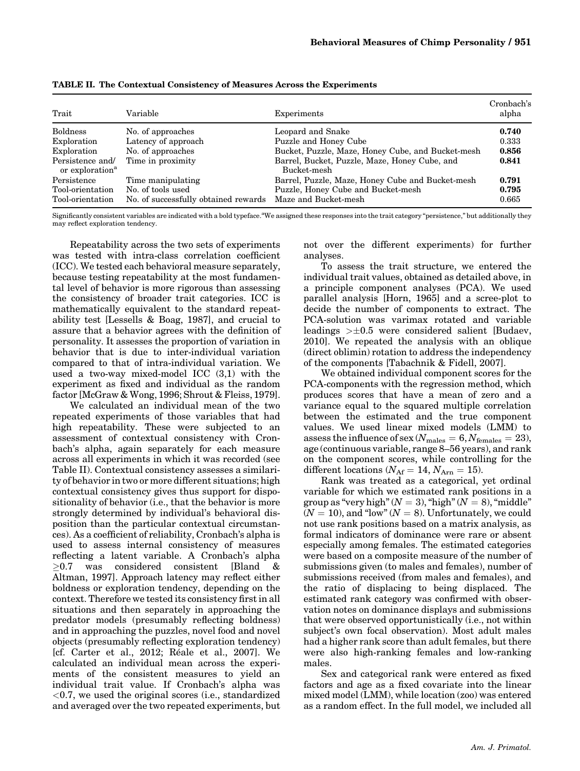**TABLE II. The Contextual Consistency of Measures Across the Experiments**

| Trait | Variable | Experiments | Cronbach's alpha |
|---|---|---|---|
| Boldness | No. of approaches | Leopard and Snake | **0.740** |
| Exploration | Latency of approach | Puzzle and Honey Cube | 0.333 |
| Exploration | No. of approaches | Bucket, Puzzle, Maze, Honey Cube, and Bucket-mesh | **0.856** |
| Persistence and/ or exploration[a] | Time in proximity | Barrel, Bucket, Puzzle, Maze, Honey Cube, and Bucket-mesh | **0.841** |
| Persistence | Time manipulating | Barrel, Puzzle, Maze, Honey Cube and Bucket-mesh | **0.791** |
| Tool-orientation | No. of tools used | Puzzle, Honey Cube and Bucket-mesh | **0.795** |
| Tool-orientation | No. of successfully obtained rewards | Maze and Bucket-mesh | 0.665 |

Significantly consistent variables are indicated with a bold typeface.[a]We assigned these responses into the trait category "persistence," but additionally they may reflect exploration tendency.

Repeatability across the two sets of experiments was tested with intra-class correlation coefficient (ICC). We tested each behavioral measure separately, because testing repeatability at the most fundamental level of behavior is more rigorous than assessing the consistency of broader trait categories. ICC is mathematically equivalent to the standard repeatability test [Lessells & Boag, 1987], and crucial to assure that a behavior agrees with the definition of personality. It assesses the proportion of variation in behavior that is due to inter-individual variation compared to that of intra-individual variation. We used a two-way mixed-model ICC (3,1) with the experiment as fixed and individual as the random factor [McGraw & Wong, 1996; Shrout & Fleiss, 1979].

We calculated an individual mean of the two repeated experiments of those variables that had high repeatability. These were subjected to an assessment of contextual consistency with Cronbach's alpha, again separately for each measure across all experiments in which it was recorded (see Table II). Contextual consistency assesses a similarity of behavior in two or more different situations; high contextual consistency gives thus support for dispositionality of behavior (i.e., that the behavior is more strongly determined by individual's behavioral disposition than the particular contextual circumstances). As a coefficient of reliability, Cronbach's alpha is used to assess internal consistency of measures reflecting a latent variable. A Cronbach's alpha $\geq$0.7 was considered consistent [Bland & Altman, 1997]. Approach latency may reflect either boldness or exploration tendency, depending on the context. Therefore we tested its consistency first in all situations and then separately in approaching the predator models (presumably reflecting boldness) and in approaching the puzzles, novel food and novel objects (presumably reflecting exploration tendency) [cf. Carter et al., 2012; Réale et al., 2007]. We calculated an individual mean across the experiments of the consistent measures to yield an individual trait value. If Cronbach's alpha was <0.7, we used the original scores (i.e., standardized and averaged over the two repeated experiments, but not over the different experiments) for further analyses.

To assess the trait structure, we entered the individual trait values, obtained as detailed above, in a principle component analyses (PCA). We used parallel analysis [Horn, 1965] and a scree-plot to decide the number of components to extract. The PCA-solution was varimax rotated and variable leadings $>\pm 0.5$ were considered salient [Budaev, 2010]. We repeated the analysis with an oblique (direct oblimin) rotation to address the independency of the components [Tabachnik & Fidell, 2007].

We obtained individual component scores for the PCA-components with the regression method, which produces scores that have a mean of zero and a variance equal to the squared multiple correlation between the estimated and the true component values. We used linear mixed models (LMM) to assess the influence of sex ($N_{\mathrm{males}} = 6, N_{\mathrm{females}} = 23$), age (continuous variable, range 8–56 years), and rank on the component scores, while controlling for the different locations ($N_{\mathrm{Af}} = 14, N_{\mathrm{Arn}} = 15$).

Rank was treated as a categorical, yet ordinal variable for which we estimated rank positions in a group as "very high" ($N = 3$), "high" ($N = 8$), "middle" ($N = 10$), and "low" ($N = 8$). Unfortunately, we could not use rank positions based on a matrix analysis, as formal indicators of dominance were rare or absent especially among females. The estimated categories were based on a composite measure of the number of submissions given (to males and females), number of submissions received (from males and females), and the ratio of displacing to being displaced. The estimated rank category was confirmed with observation notes on dominance displays and submissions that were observed opportunistically (i.e., not within subject's own focal observation). Most adult males had a higher rank score than adult females, but there were also high-ranking females and low-ranking males.

Sex and categorical rank were entered as fixed factors and age as a fixed covariate into the linear mixed model (LMM), while location (zoo) was entered as a random effect. In the full model, we included all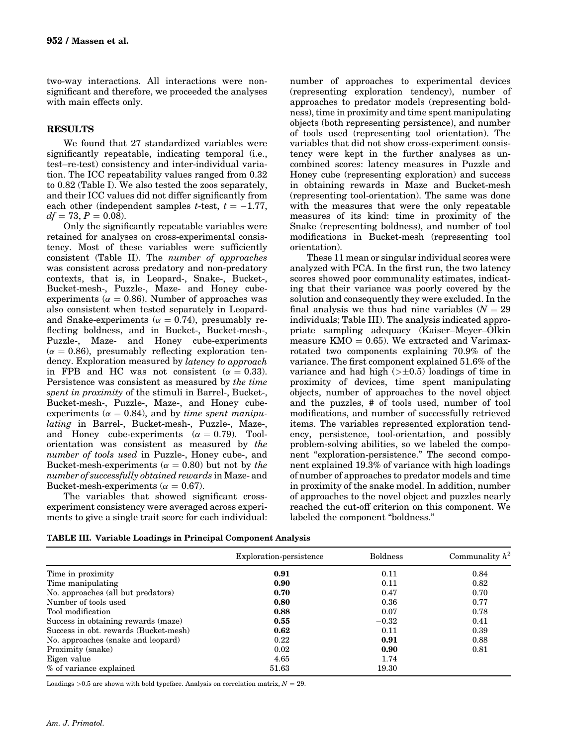two-way interactions. All interactions were non-significant and therefore, we proceeded the analyses with main effects only.

## RESULTS

We found that 27 standardized variables were significantly repeatable, indicating temporal (i.e., test–re-test) consistency and inter-individual variation. The ICC repeatability values ranged from 0.32 to 0.82 (Table I). We also tested the zoos separately, and their ICC values did not differ significantly from each other (independent samples $t$-test, $t = -1.77$, $df = 73$, $P = 0.08$).

Only the significantly repeatable variables were retained for analyses on cross-experimental consistency. Most of these variables were sufficiently consistent (Table II). The *number of approaches* was consistent across predatory and non-predatory contexts, that is, in Leopard-, Snake-, Bucket-, Bucket-mesh-, Puzzle-, Maze- and Honey cube-experiments ($\alpha = 0.86$). Number of approaches was also consistent when tested separately in Leopard- and Snake-experiments ($\alpha = 0.74$), presumably reflecting boldness, and in Bucket-, Bucket-mesh-, Puzzle-, Maze- and Honey cube-experiments ($\alpha = 0.86$), presumably reflecting exploration tendency. Exploration measured by *latency to approach* in FPB and HC was not consistent ($\alpha = 0.33$). Persistence was consistent as measured by *the time spent in proximity* of the stimuli in Barrel-, Bucket-, Bucket-mesh-, Puzzle-, Maze-, and Honey cube-experiments ($\alpha = 0.84$), and by *time spent manipulating* in Barrel-, Bucket-mesh-, Puzzle-, Maze-, and Honey cube-experiments ($\alpha = 0.79$). Tool-orientation was consistent as measured by *the number of tools used* in Puzzle-, Honey cube-, and Bucket-mesh-experiments ($\alpha = 0.80$) but not by *the number of successfully obtained rewards* in Maze- and Bucket-mesh-experiments ($\alpha = 0.67$).

The variables that showed significant cross-experiment consistency were averaged across experiments to give a single trait score for each individual: number of approaches to experimental devices (representing exploration tendency), number of approaches to predator models (representing boldness), time in proximity and time spent manipulating objects (both representing persistence), and number of tools used (representing tool orientation). The variables that did not show cross-experiment consistency were kept in the further analyses as uncombined scores: latency measures in Puzzle and Honey cube (representing exploration) and success in obtaining rewards in Maze and Bucket-mesh (representing tool-orientation). The same was done with the measures that were the only repeatable measures of its kind: time in proximity of the Snake (representing boldness), and number of tool modifications in Bucket-mesh (representing tool orientation).

These 11 mean or singular individual scores were analyzed with PCA. In the first run, the two latency scores showed poor communality estimates, indicating that their variance was poorly covered by the solution and consequently they were excluded. In the final analysis we thus had nine variables ($N = 29$ individuals; Table III). The analysis indicated appropriate sampling adequacy (Kaiser–Meyer–Olkin measure KMO = 0.65). We extracted and Varimax-rotated two components explaining 70.9% of the variance. The first component explained 51.6% of the variance and had high ($>\pm 0.5$) loadings of time in proximity of devices, time spent manipulating objects, number of approaches to the novel object and the puzzles, # of tools used, number of tool modifications, and number of successfully retrieved items. The variables represented exploration tendency, persistence, tool-orientation, and possibly problem-solving abilities, so we labeled the component "exploration-persistence." The second component explained 19.3% of variance with high loadings of number of approaches to predator models and time in proximity of the snake model. In addition, number of approaches to the novel object and puzzles nearly reached the cut-off criterion on this component. We labeled the component "boldness."

**TABLE III. Variable Loadings in Principal Component Analysis**

| | Exploration-persistence | Boldness | Communality $h^2$ |
|---|---|---|---|
| Time in proximity | **0.91** | 0.11 | 0.84 |
| Time manipulating | **0.90** | 0.11 | 0.82 |
| No. approaches (all but predators) | **0.70** | 0.47 | 0.70 |
| Number of tools used | **0.80** | 0.36 | 0.77 |
| Tool modification | **0.88** | 0.07 | 0.78 |
| Success in obtaining rewards (maze) | **0.55** | −0.32 | 0.41 |
| Success in obt. rewards (Bucket-mesh) | **0.62** | 0.11 | 0.39 |
| No. approaches (snake and leopard) | 0.22 | **0.91** | 0.88 |
| Proximity (snake) | 0.02 | **0.90** | 0.81 |
| Eigen value | 4.65 | 1.74 | |
| % of variance explained | 51.63 | 19.30 | |

Loadings >0.5 are shown with bold typeface. Analysis on correlation matrix, $N = 29$.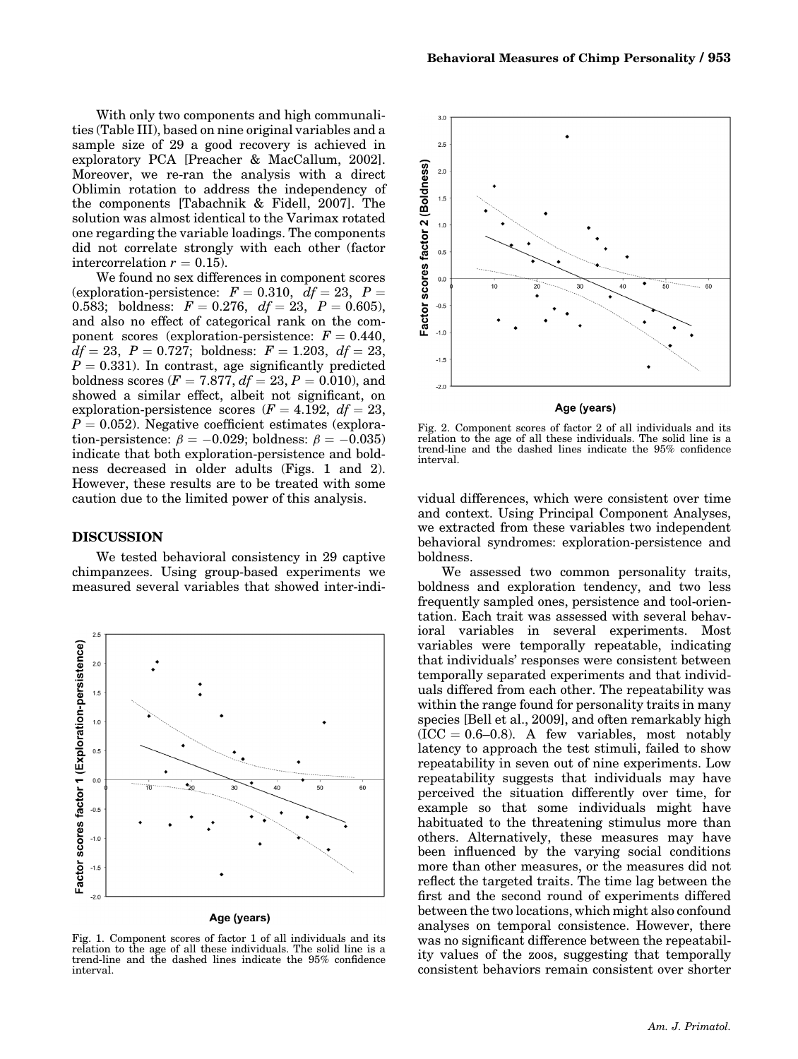With only two components and high communalities (Table III), based on nine original variables and a sample size of 29 a good recovery is achieved in exploratory PCA [Preacher & MacCallum, 2002]. Moreover, we re-ran the analysis with a direct Oblimin rotation to address the independency of the components [Tabachnik & Fidell, 2007]. The solution was almost identical to the Varimax rotated one regarding the variable loadings. The components did not correlate strongly with each other (factor intercorrelation $r = 0.15$).

We found no sex differences in component scores (exploration-persistence: $F = 0.310$, $df = 23$, $P = 0.583$; boldness: $F = 0.276$, $df = 23$, $P = 0.605$), and also no effect of categorical rank on the component scores (exploration-persistence: $F = 0.440$, $df = 23$, $P = 0.727$; boldness: $F = 1.203$, $df = 23$, $P = 0.331$). In contrast, age significantly predicted boldness scores ($F = 7.877$, $df = 23$, $P = 0.010$), and showed a similar effect, albeit not significant, on exploration-persistence scores ($F = 4.192$, $df = 23$, $P = 0.052$). Negative coefficient estimates (exploration-persistence: $\beta = -0.029$; boldness: $\beta = -0.035$) indicate that both exploration-persistence and boldness decreased in older adults (Figs. 1 and 2). However, these results are to be treated with some caution due to the limited power of this analysis.

Fig. 1. Component scores of factor 1 of all individuals and its relation to the age of all these individuals. The solid line is a trend-line and the dashed lines indicate the 95% confidence interval.

Fig. 2. Component scores of factor 2 of all individuals and its relation to the age of all these individuals. The solid line is a trend-line and the dashed lines indicate the 95% confidence interval.

## DISCUSSION

We tested behavioral consistency in 29 captive chimpanzees. Using group-based experiments we measured several variables that showed inter-individual differences, which were consistent over time and context. Using Principal Component Analyses, we extracted from these variables two independent behavioral syndromes: exploration-persistence and boldness.

We assessed two common personality traits, boldness and exploration tendency, and two less frequently sampled ones, persistence and tool-orientation. Each trait was assessed with several behavioral variables in several experiments. Most variables were temporally repeatable, indicating that individuals' responses were consistent between temporally separated experiments and that individuals differed from each other. The repeatability was within the range found for personality traits in many species [Bell et al., 2009], and often remarkably high (ICC = 0.6–0.8). A few variables, most notably latency to approach the test stimuli, failed to show repeatability in seven out of nine experiments. Low repeatability suggests that individuals may have perceived the situation differently over time, for example so that some individuals might have habituated to the threatening stimulus more than others. Alternatively, these measures may have been influenced by the varying social conditions more than other measures, or the measures did not reflect the targeted traits. The time lag between the first and the second round of experiments differed between the two locations, which might also confound analyses on temporal consistence. However, there was no significant difference between the repeatability values of the zoos, suggesting that temporally consistent behaviors remain consistent over shorter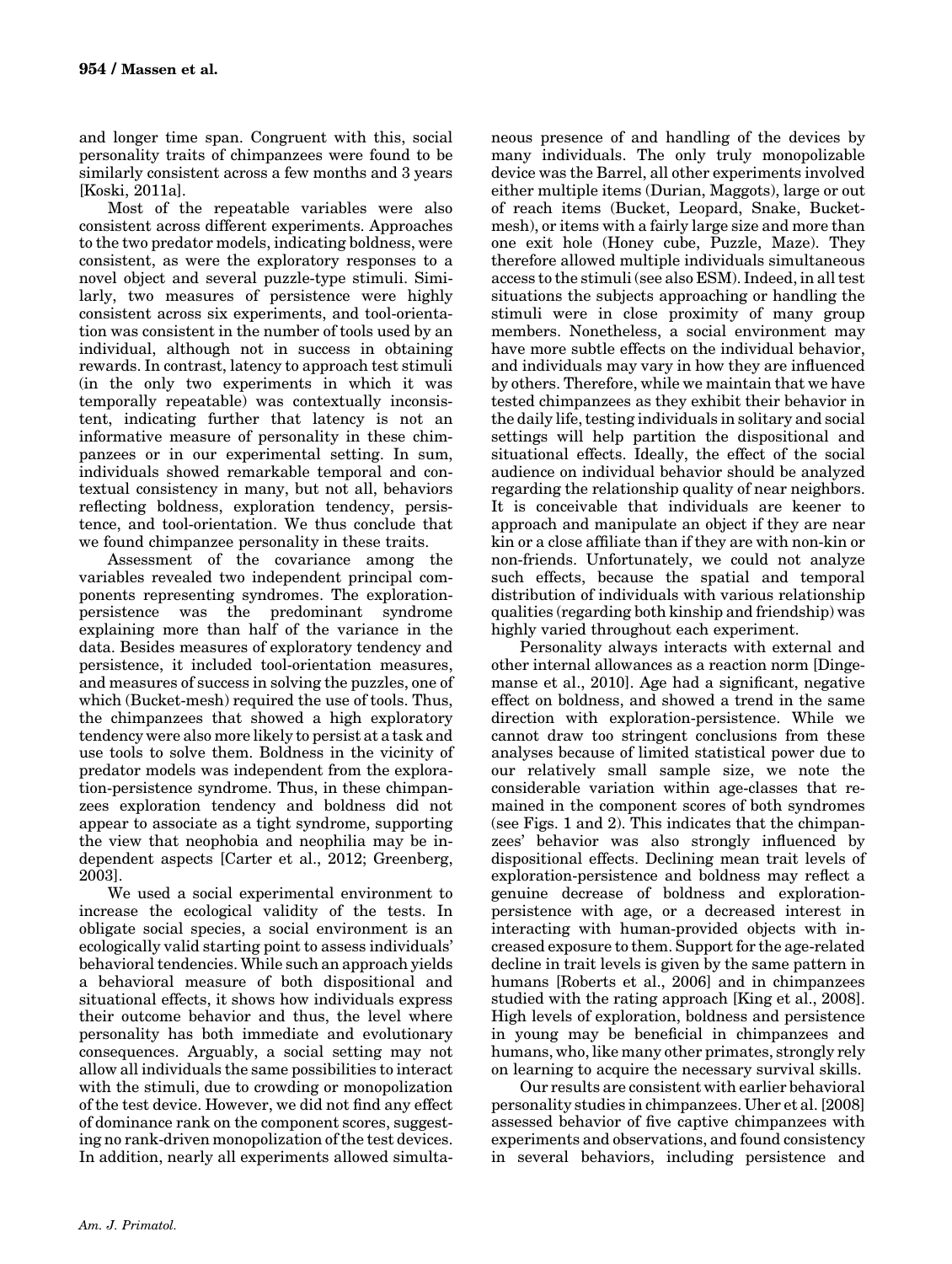and longer time span. Congruent with this, social personality traits of chimpanzees were found to be similarly consistent across a few months and 3 years [Koski, 2011a].

Most of the repeatable variables were also consistent across different experiments. Approaches to the two predator models, indicating boldness, were consistent, as were the exploratory responses to a novel object and several puzzle-type stimuli. Similarly, two measures of persistence were highly consistent across six experiments, and tool-orientation was consistent in the number of tools used by an individual, although not in success in obtaining rewards. In contrast, latency to approach test stimuli (in the only two experiments in which it was temporally repeatable) was contextually inconsistent, indicating further that latency is not an informative measure of personality in these chimpanzees or in our experimental setting. In sum, individuals showed remarkable temporal and contextual consistency in many, but not all, behaviors reflecting boldness, exploration tendency, persistence, and tool-orientation. We thus conclude that we found chimpanzee personality in these traits.

Assessment of the covariance among the variables revealed two independent principal components representing syndromes. The exploration-persistence was the predominant syndrome explaining more than half of the variance in the data. Besides measures of exploratory tendency and persistence, it included tool-orientation measures, and measures of success in solving the puzzles, one of which (Bucket-mesh) required the use of tools. Thus, the chimpanzees that showed a high exploratory tendency were also more likely to persist at a task and use tools to solve them. Boldness in the vicinity of predator models was independent from the exploration-persistence syndrome. Thus, in these chimpanzees exploration tendency and boldness did not appear to associate as a tight syndrome, supporting the view that neophobia and neophilia may be independent aspects [Carter et al., 2012; Greenberg, 2003].

We used a social experimental environment to increase the ecological validity of the tests. In obligate social species, a social environment is an ecologically valid starting point to assess individuals' behavioral tendencies. While such an approach yields a behavioral measure of both dispositional and situational effects, it shows how individuals express their outcome behavior and thus, the level where personality has both immediate and evolutionary consequences. Arguably, a social setting may not allow all individuals the same possibilities to interact with the stimuli, due to crowding or monopolization of the test device. However, we did not find any effect of dominance rank on the component scores, suggesting no rank-driven monopolization of the test devices. In addition, nearly all experiments allowed simultaneous presence of and handling of the devices by many individuals. The only truly monopolizable device was the Barrel, all other experiments involved either multiple items (Durian, Maggots), large or out of reach items (Bucket, Leopard, Snake, Bucket-mesh), or items with a fairly large size and more than one exit hole (Honey cube, Puzzle, Maze). They therefore allowed multiple individuals simultaneous access to the stimuli (see also ESM). Indeed, in all test situations the subjects approaching or handling the stimuli were in close proximity of many group members. Nonetheless, a social environment may have more subtle effects on the individual behavior, and individuals may vary in how they are influenced by others. Therefore, while we maintain that we have tested chimpanzees as they exhibit their behavior in the daily life, testing individuals in solitary and social settings will help partition the dispositional and situational effects. Ideally, the effect of the social audience on individual behavior should be analyzed regarding the relationship quality of near neighbors. It is conceivable that individuals are keener to approach and manipulate an object if they are near kin or a close affiliate than if they are with non-kin or non-friends. Unfortunately, we could not analyze such effects, because the spatial and temporal distribution of individuals with various relationship qualities (regarding both kinship and friendship) was highly varied throughout each experiment.

Personality always interacts with external and other internal allowances as a reaction norm [Dingemanse et al., 2010]. Age had a significant, negative effect on boldness, and showed a trend in the same direction with exploration-persistence. While we cannot draw too stringent conclusions from these analyses because of limited statistical power due to our relatively small sample size, we note the considerable variation within age-classes that remained in the component scores of both syndromes (see Figs. 1 and 2). This indicates that the chimpanzees' behavior was also strongly influenced by dispositional effects. Declining mean trait levels of exploration-persistence and boldness may reflect a genuine decrease of boldness and exploration-persistence with age, or a decreased interest in interacting with human-provided objects with increased exposure to them. Support for the age-related decline in trait levels is given by the same pattern in humans [Roberts et al., 2006] and in chimpanzees studied with the rating approach [King et al., 2008]. High levels of exploration, boldness and persistence in young may be beneficial in chimpanzees and humans, who, like many other primates, strongly rely on learning to acquire the necessary survival skills.

Our results are consistent with earlier behavioral personality studies in chimpanzees. Uher et al. [2008] assessed behavior of five captive chimpanzees with experiments and observations, and found consistency in several behaviors, including persistence and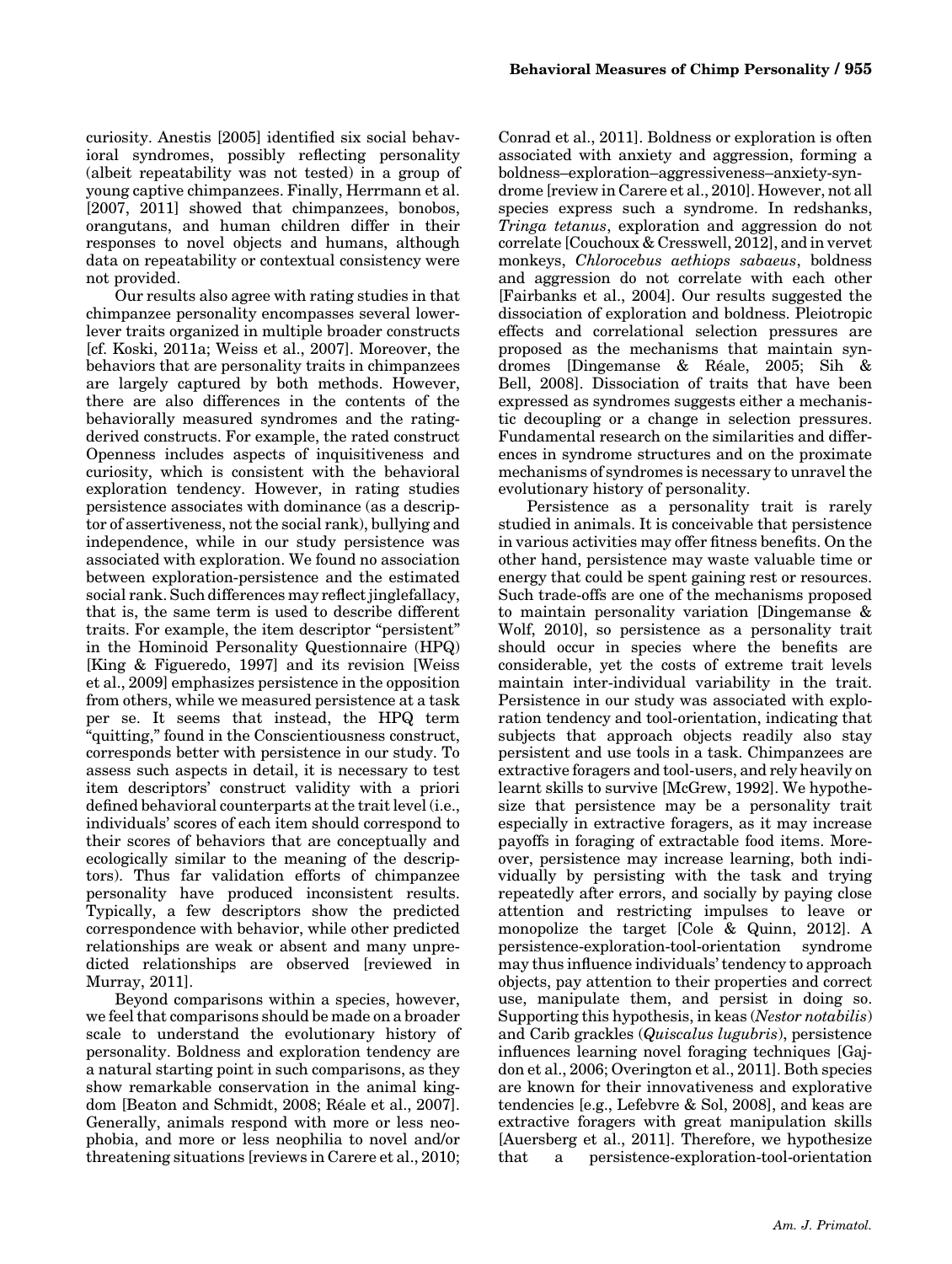curiosity. Anestis [2005] identified six social behavioral syndromes, possibly reflecting personality (albeit repeatability was not tested) in a group of young captive chimpanzees. Finally, Herrmann et al. [2007, 2011] showed that chimpanzees, bonobos, orangutans, and human children differ in their responses to novel objects and humans, although data on repeatability or contextual consistency were not provided.

Our results also agree with rating studies in that chimpanzee personality encompasses several lower-lever traits organized in multiple broader constructs [cf. Koski, 2011a; Weiss et al., 2007]. Moreover, the behaviors that are personality traits in chimpanzees are largely captured by both methods. However, there are also differences in the contents of the behaviorally measured syndromes and the rating-derived constructs. For example, the rated construct Openness includes aspects of inquisitiveness and curiosity, which is consistent with the behavioral exploration tendency. However, in rating studies persistence associates with dominance (as a descriptor of assertiveness, not the social rank), bullying and independence, while in our study persistence was associated with exploration. We found no association between exploration-persistence and the estimated social rank. Such differences may reflect jinglefallacy, that is, the same term is used to describe different traits. For example, the item descriptor "persistent" in the Hominoid Personality Questionnaire (HPQ) [King & Figueredo, 1997] and its revision [Weiss et al., 2009] emphasizes persistence in the opposition from others, while we measured persistence at a task per se. It seems that instead, the HPQ term "quitting," found in the Conscientiousness construct, corresponds better with persistence in our study. To assess such aspects in detail, it is necessary to test item descriptors' construct validity with a priori defined behavioral counterparts at the trait level (i.e., individuals' scores of each item should correspond to their scores of behaviors that are conceptually and ecologically similar to the meaning of the descriptors). Thus far validation efforts of chimpanzee personality have produced inconsistent results. Typically, a few descriptors show the predicted correspondence with behavior, while other predicted relationships are weak or absent and many unpredicted relationships are observed [reviewed in Murray, 2011].

Beyond comparisons within a species, however, we feel that comparisons should be made on a broader scale to understand the evolutionary history of personality. Boldness and exploration tendency are a natural starting point in such comparisons, as they show remarkable conservation in the animal kingdom [Beaton and Schmidt, 2008; Réale et al., 2007]. Generally, animals respond with more or less neophobia, and more or less neophilia to novel and/or threatening situations [reviews in Carere et al., 2010; Conrad et al., 2011]. Boldness or exploration is often associated with anxiety and aggression, forming a boldness–exploration–aggressiveness–anxiety-syndrome [review in Carere et al., 2010]. However, not all species express such a syndrome. In redshanks, *Tringa tetanus*, exploration and aggression do not correlate [Couchoux & Cresswell, 2012], and in vervet monkeys, *Chlorocebus aethiops sabaeus*, boldness and aggression do not correlate with each other [Fairbanks et al., 2004]. Our results suggested the dissociation of exploration and boldness. Pleiotropic effects and correlational selection pressures are proposed as the mechanisms that maintain syndromes [Dingemanse & Réale, 2005; Sih & Bell, 2008]. Dissociation of traits that have been expressed as syndromes suggests either a mechanistic decoupling or a change in selection pressures. Fundamental research on the similarities and differences in syndrome structures and on the proximate mechanisms of syndromes is necessary to unravel the evolutionary history of personality.

Persistence as a personality trait is rarely studied in animals. It is conceivable that persistence in various activities may offer fitness benefits. On the other hand, persistence may waste valuable time or energy that could be spent gaining rest or resources. Such trade-offs are one of the mechanisms proposed to maintain personality variation [Dingemanse & Wolf, 2010], so persistence as a personality trait should occur in species where the benefits are considerable, yet the costs of extreme trait levels maintain inter-individual variability in the trait. Persistence in our study was associated with exploration tendency and tool-orientation, indicating that subjects that approach objects readily also stay persistent and use tools in a task. Chimpanzees are extractive foragers and tool-users, and rely heavily on learnt skills to survive [McGrew, 1992]. We hypothesize that persistence may be a personality trait especially in extractive foragers, as it may increase payoffs in foraging of extractable food items. Moreover, persistence may increase learning, both individually by persisting with the task and trying repeatedly after errors, and socially by paying close attention and restricting impulses to leave or monopolize the target [Cole & Quinn, 2012]. A persistence-exploration-tool-orientation syndrome may thus influence individuals' tendency to approach objects, pay attention to their properties and correct use, manipulate them, and persist in doing so. Supporting this hypothesis, in keas (*Nestor notabilis*) and Carib grackles (*Quiscalus lugubris*), persistence influences learning novel foraging techniques [Gajdon et al., 2006; Overington et al., 2011]. Both species are known for their innovativeness and explorative tendencies [e.g., Lefebvre & Sol, 2008], and keas are extractive foragers with great manipulation skills [Auersberg et al., 2011]. Therefore, we hypothesize that a persistence-exploration-tool-orientation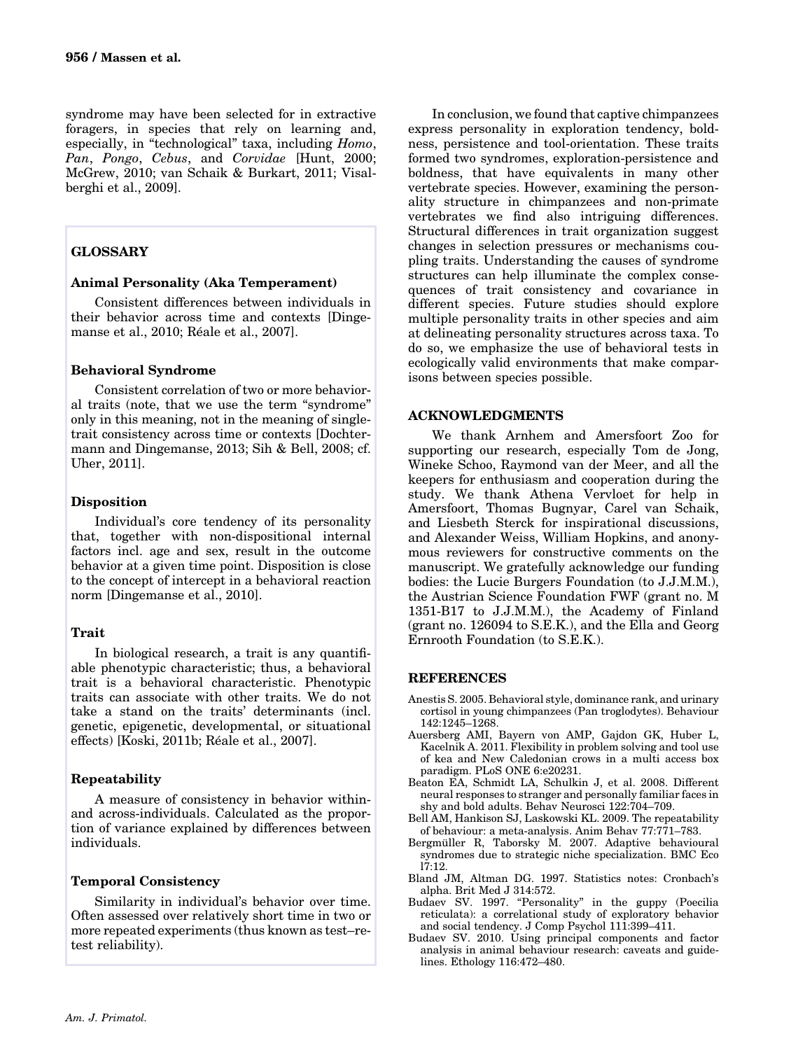syndrome may have been selected for in extractive foragers, in species that rely on learning and, especially, in "technological" taxa, including *Homo*, *Pan*, *Pongo*, *Cebus*, and *Corvidae* [Hunt, 2000; McGrew, 2010; van Schaik & Burkart, 2011; Visalberghi et al., 2009].

## GLOSSARY

### Animal Personality (Aka Temperament)

Consistent differences between individuals in their behavior across time and contexts [Dingemanse et al., 2010; Réale et al., 2007].

### Behavioral Syndrome

Consistent correlation of two or more behavioral traits (note, that we use the term "syndrome" only in this meaning, not in the meaning of single-trait consistency across time or contexts [Dochtermann and Dingemanse, 2013; Sih & Bell, 2008; cf. Uher, 2011].

### Disposition

Individual's core tendency of its personality that, together with non-dispositional internal factors incl. age and sex, result in the outcome behavior at a given time point. Disposition is close to the concept of intercept in a behavioral reaction norm [Dingemanse et al., 2010].

### Trait

In biological research, a trait is any quantifiable phenotypic characteristic; thus, a behavioral trait is a behavioral characteristic. Phenotypic traits can associate with other traits. We do not take a stand on the traits' determinants (incl. genetic, epigenetic, developmental, or situational effects) [Koski, 2011b; Réale et al., 2007].

### Repeatability

A measure of consistency in behavior within- and across-individuals. Calculated as the proportion of variance explained by differences between individuals.

### Temporal Consistency

Similarity in individual's behavior over time. Often assessed over relatively short time in two or more repeated experiments (thus known as test–retest reliability).

In conclusion, we found that captive chimpanzees express personality in exploration tendency, boldness, persistence and tool-orientation. These traits formed two syndromes, exploration-persistence and boldness, that have equivalents in many other vertebrate species. However, examining the personality structure in chimpanzees and non-primate vertebrates we find also intriguing differences. Structural differences in trait organization suggest changes in selection pressures or mechanisms coupling traits. Understanding the causes of syndrome structures can help illuminate the complex consequences of trait consistency and covariance in different species. Future studies should explore multiple personality traits in other species and aim at delineating personality structures across taxa. To do so, we emphasize the use of behavioral tests in ecologically valid environments that make comparisons between species possible.

## ACKNOWLEDGMENTS

We thank Arnhem and Amersfoort Zoo for supporting our research, especially Tom de Jong, Wineke Schoo, Raymond van der Meer, and all the keepers for enthusiasm and cooperation during the study. We thank Athena Vervloet for help in Amersfoort, Thomas Bugnyar, Carel van Schaik, and Liesbeth Sterck for inspirational discussions, and Alexander Weiss, William Hopkins, and anonymous reviewers for constructive comments on the manuscript. We gratefully acknowledge our funding bodies: the Lucie Burgers Foundation (to J.J.M.M.), the Austrian Science Foundation FWF (grant no. M 1351-B17 to J.J.M.M.), the Academy of Finland (grant no. 126094 to S.E.K.), and the Ella and Georg Ernrooth Foundation (to S.E.K.).

## REFERENCES

Anestis S. 2005. Behavioral style, dominance rank, and urinary cortisol in young chimpanzees (Pan troglodytes). Behaviour 142:1245–1268.

Auersberg AMI, Bayern von AMP, Gajdon GK, Huber L, Kacelnik A. 2011. Flexibility in problem solving and tool use of kea and New Caledonian crows in a multi access box paradigm. PLoS ONE 6:e20231.

Beaton EA, Schmidt LA, Schulkin J, et al. 2008. Different neural responses to stranger and personally familiar faces in shy and bold adults. Behav Neurosci 122:704–709.

Bell AM, Hankison SJ, Laskowski KL. 2009. The repeatability of behaviour: a meta-analysis. Anim Behav 77:771–783.

Bergmüller R, Taborsky M. 2007. Adaptive behavioural syndromes due to strategic niche specialization. BMC Eco l7:12.

Bland JM, Altman DG. 1997. Statistics notes: Cronbach's alpha. Brit Med J 314:572.

Budaev SV. 1997. "Personality" in the guppy (Poecilia reticulata): a correlational study of exploratory behavior and social tendency. J Comp Psychol 111:399–411.

Budaev SV. 2010. Using principal components and factor analysis in animal behaviour research: caveats and guidelines. Ethology 116:472–480.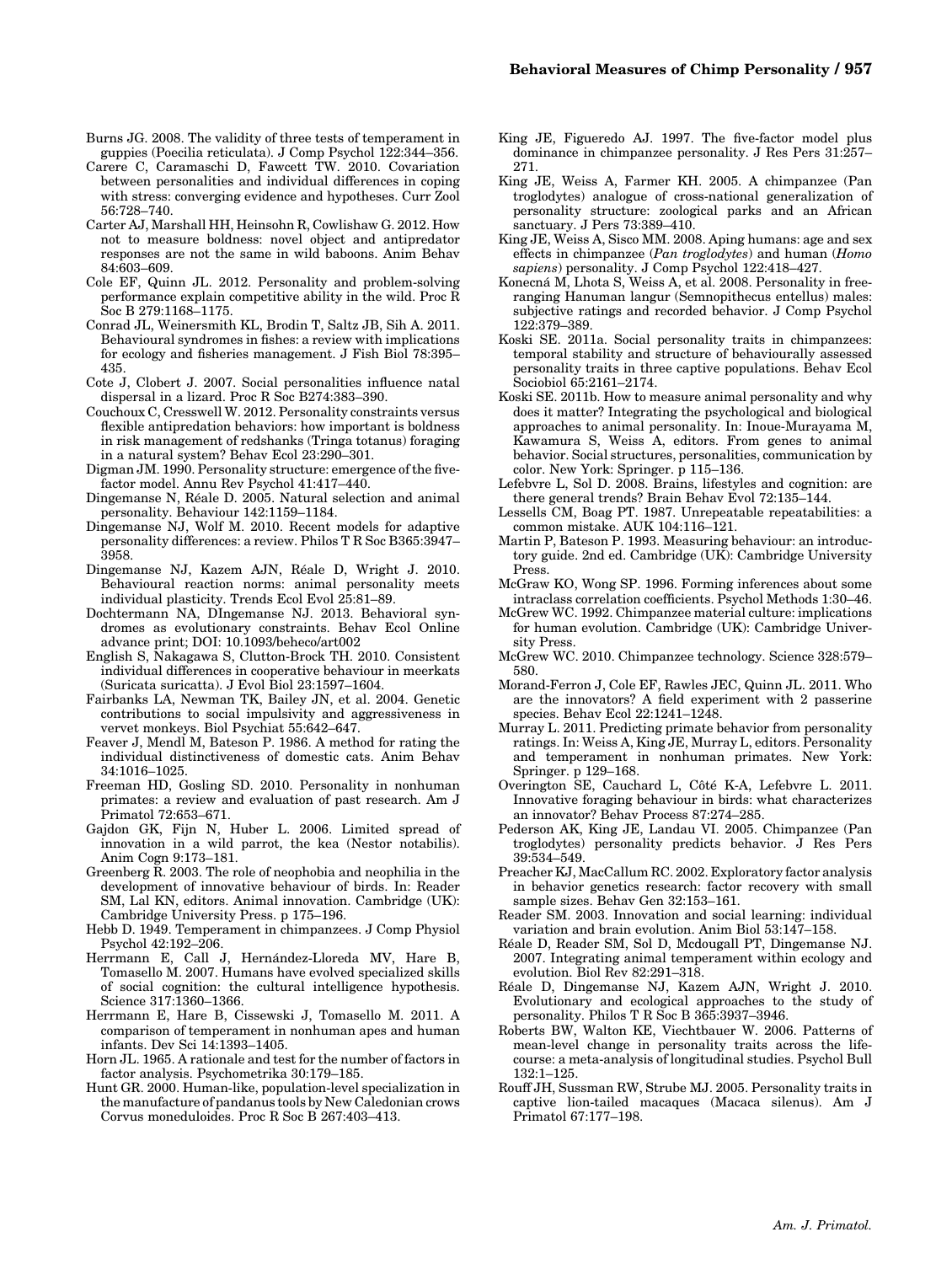Burns JG. 2008. The validity of three tests of temperament in guppies (Poecilia reticulata). J Comp Psychol 122:344–356.

Carere C, Caramaschi D, Fawcett TW. 2010. Covariation between personalities and individual differences in coping with stress: converging evidence and hypotheses. Curr Zool 56:728–740.

Carter AJ, Marshall HH, Heinsohn R, Cowlishaw G. 2012. How not to measure boldness: novel object and antipredator responses are not the same in wild baboons. Anim Behav 84:603–609.

Cole EF, Quinn JL. 2012. Personality and problem-solving performance explain competitive ability in the wild. Proc R Soc B 279:1168–1175.

Conrad JL, Weinersmith KL, Brodin T, Saltz JB, Sih A. 2011. Behavioural syndromes in fishes: a review with implications for ecology and fisheries management. J Fish Biol 78:395–435.

Cote J, Clobert J. 2007. Social personalities influence natal dispersal in a lizard. Proc R Soc B274:383–390.

Couchoux C, Cresswell W. 2012. Personality constraints versus flexible antipredation behaviors: how important is boldness in risk management of redshanks (Tringa totanus) foraging in a natural system? Behav Ecol 23:290–301.

Digman JM. 1990. Personality structure: emergence of the five-factor model. Annu Rev Psychol 41:417–440.

Dingemanse N, Réale D. 2005. Natural selection and animal personality. Behaviour 142:1159–1184.

Dingemanse NJ, Wolf M. 2010. Recent models for adaptive personality differences: a review. Philos T R Soc B365:3947–3958.

Dingemanse NJ, Kazem AJN, Réale D, Wright J. 2010. Behavioural reaction norms: animal personality meets individual plasticity. Trends Ecol Evol 25:81–89.

Dochtermann NA, DIngemanse NJ. 2013. Behavioral syndromes as evolutionary constraints. Behav Ecol Online advance print; DOI: 10.1093/beheco/art002

English S, Nakagawa S, Clutton-Brock TH. 2010. Consistent individual differences in cooperative behaviour in meerkats (Suricata suricatta). J Evol Biol 23:1597–1604.

Fairbanks LA, Newman TK, Bailey JN, et al. 2004. Genetic contributions to social impulsivity and aggressiveness in vervet monkeys. Biol Psychiat 55:642–647.

Feaver J, Mendl M, Bateson P. 1986. A method for rating the individual distinctiveness of domestic cats. Anim Behav 34:1016–1025.

Freeman HD, Gosling SD. 2010. Personality in nonhuman primates: a review and evaluation of past research. Am J Primatol 72:653–671.

Gajdon GK, Fijn N, Huber L. 2006. Limited spread of innovation in a wild parrot, the kea (Nestor notabilis). Anim Cogn 9:173–181.

Greenberg R. 2003. The role of neophobia and neophilia in the development of innovative behaviour of birds. In: Reader SM, Lal KN, editors. Animal innovation. Cambridge (UK): Cambridge University Press. p 175–196.

Hebb D. 1949. Temperament in chimpanzees. J Comp Physiol Psychol 42:192–206.

Herrmann E, Call J, Hernández-Lloreda MV, Hare B, Tomasello M. 2007. Humans have evolved specialized skills of social cognition: the cultural intelligence hypothesis. Science 317:1360–1366.

Herrmann E, Hare B, Cissewski J, Tomasello M. 2011. A comparison of temperament in nonhuman apes and human infants. Dev Sci 14:1393–1405.

Horn JL. 1965. A rationale and test for the number of factors in factor analysis. Psychometrika 30:179–185.

Hunt GR. 2000. Human-like, population-level specialization in the manufacture of pandanus tools by New Caledonian crows Corvus moneduloides. Proc R Soc B 267:403–413.

King JE, Figueredo AJ. 1997. The five-factor model plus dominance in chimpanzee personality. J Res Pers 31:257–271.

King JE, Weiss A, Farmer KH. 2005. A chimpanzee (Pan troglodytes) analogue of cross-national generalization of personality structure: zoological parks and an African sanctuary. J Pers 73:389–410.

King JE, Weiss A, Sisco MM. 2008. Aping humans: age and sex effects in chimpanzee (*Pan troglodytes*) and human (*Homo sapiens*) personality. J Comp Psychol 122:418–427.

Konecná M, Lhota S, Weiss A, et al. 2008. Personality in free-ranging Hanuman langur (Semnopithecus entellus) males: subjective ratings and recorded behavior. J Comp Psychol 122:379–389.

Koski SE. 2011a. Social personality traits in chimpanzees: temporal stability and structure of behaviourally assessed personality traits in three captive populations. Behav Ecol Sociobiol 65:2161–2174.

Koski SE. 2011b. How to measure animal personality and why does it matter? Integrating the psychological and biological approaches to animal personality. In: Inoue-Murayama M, Kawamura S, Weiss A, editors. From genes to animal behavior. Social structures, personalities, communication by color. New York: Springer. p 115–136.

Lefebvre L, Sol D. 2008. Brains, lifestyles and cognition: are there general trends? Brain Behav Evol 72:135–144.

Lessells CM, Boag PT. 1987. Unrepeatable repeatabilities: a common mistake. AUK 104:116–121.

Martin P, Bateson P. 1993. Measuring behaviour: an introductory guide. 2nd ed. Cambridge (UK): Cambridge University Press.

McGraw KO, Wong SP. 1996. Forming inferences about some intraclass correlation coefficients. Psychol Methods 1:30–46.

McGrew WC. 1992. Chimpanzee material culture: implications for human evolution. Cambridge (UK): Cambridge University Press.

McGrew WC. 2010. Chimpanzee technology. Science 328:579–580.

Morand-Ferron J, Cole EF, Rawles JEC, Quinn JL. 2011. Who are the innovators? A field experiment with 2 passerine species. Behav Ecol 22:1241–1248.

Murray L. 2011. Predicting primate behavior from personality ratings. In: Weiss A, King JE, Murray L, editors. Personality and temperament in nonhuman primates. New York: Springer. p 129–168.

Overington SE, Cauchard L, Côté K-A, Lefebvre L. 2011. Innovative foraging behaviour in birds: what characterizes an innovator? Behav Process 87:274–285.

Pederson AK, King JE, Landau VI. 2005. Chimpanzee (Pan troglodytes) personality predicts behavior. J Res Pers 39:534–549.

Preacher KJ, MacCallum RC. 2002. Exploratory factor analysis in behavior genetics research: factor recovery with small sample sizes. Behav Gen 32:153–161.

Reader SM. 2003. Innovation and social learning: individual variation and brain evolution. Anim Biol 53:147–158.

Réale D, Reader SM, Sol D, Mcdougall PT, Dingemanse NJ. 2007. Integrating animal temperament within ecology and evolution. Biol Rev 82:291–318.

Réale D, Dingemanse NJ, Kazem AJN, Wright J. 2010. Evolutionary and ecological approaches to the study of personality. Philos T R Soc B 365:3937–3946.

Roberts BW, Walton KE, Viechtbauer W. 2006. Patterns of mean-level change in personality traits across the life-course: a meta-analysis of longitudinal studies. Psychol Bull 132:1–125.

Rouff JH, Sussman RW, Strube MJ. 2005. Personality traits in captive lion-tailed macaques (Macaca silenus). Am J Primatol 67:177–198.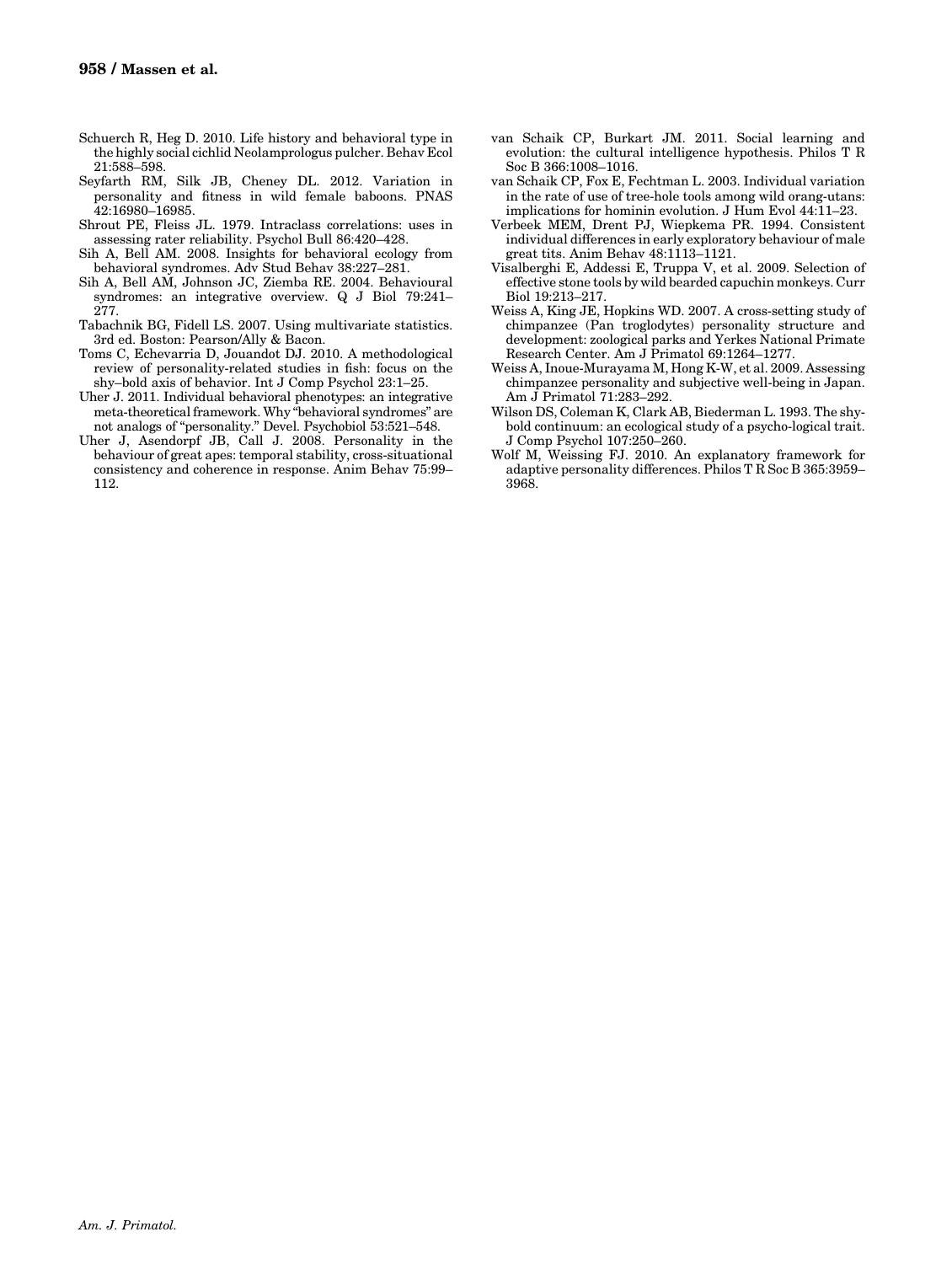Schuerch R, Heg D. 2010. Life history and behavioral type in the highly social cichlid Neolamprologus pulcher. Behav Ecol 21:588–598.

Seyfarth RM, Silk JB, Cheney DL. 2012. Variation in personality and fitness in wild female baboons. PNAS 42:16980–16985.

Shrout PE, Fleiss JL. 1979. Intraclass correlations: uses in assessing rater reliability. Psychol Bull 86:420–428.

Sih A, Bell AM. 2008. Insights for behavioral ecology from behavioral syndromes. Adv Stud Behav 38:227–281.

Sih A, Bell AM, Johnson JC, Ziemba RE. 2004. Behavioural syndromes: an integrative overview. Q J Biol 79:241–277.

Tabachnik BG, Fidell LS. 2007. Using multivariate statistics. 3rd ed. Boston: Pearson/Ally & Bacon.

Toms C, Echevarria D, Jouandot DJ. 2010. A methodological review of personality-related studies in fish: focus on the shy–bold axis of behavior. Int J Comp Psychol 23:1–25.

Uher J. 2011. Individual behavioral phenotypes: an integrative meta-theoretical framework. Why "behavioral syndromes" are not analogs of "personality." Devel. Psychobiol 53:521–548.

Uher J, Asendorpf JB, Call J. 2008. Personality in the behaviour of great apes: temporal stability, cross-situational consistency and coherence in response. Anim Behav 75:99–112.

van Schaik CP, Burkart JM. 2011. Social learning and evolution: the cultural intelligence hypothesis. Philos T R Soc B 366:1008–1016.

van Schaik CP, Fox E, Fechtman L. 2003. Individual variation in the rate of use of tree-hole tools among wild orang-utans: implications for hominin evolution. J Hum Evol 44:11–23.

Verbeek MEM, Drent PJ, Wiepkema PR. 1994. Consistent individual differences in early exploratory behaviour of male great tits. Anim Behav 48:1113–1121.

Visalberghi E, Addessi E, Truppa V, et al. 2009. Selection of effective stone tools by wild bearded capuchin monkeys. Curr Biol 19:213–217.

Weiss A, King JE, Hopkins WD. 2007. A cross-setting study of chimpanzee (Pan troglodytes) personality structure and development: zoological parks and Yerkes National Primate Research Center. Am J Primatol 69:1264–1277.

Weiss A, Inoue-Murayama M, Hong K-W, et al. 2009. Assessing chimpanzee personality and subjective well-being in Japan. Am J Primatol 71:283–292.

Wilson DS, Coleman K, Clark AB, Biederman L. 1993. The shy-bold continuum: an ecological study of a psycho-logical trait. J Comp Psychol 107:250–260.

Wolf M, Weissing FJ. 2010. An explanatory framework for adaptive personality differences. Philos T R Soc B 365:3959–3968.